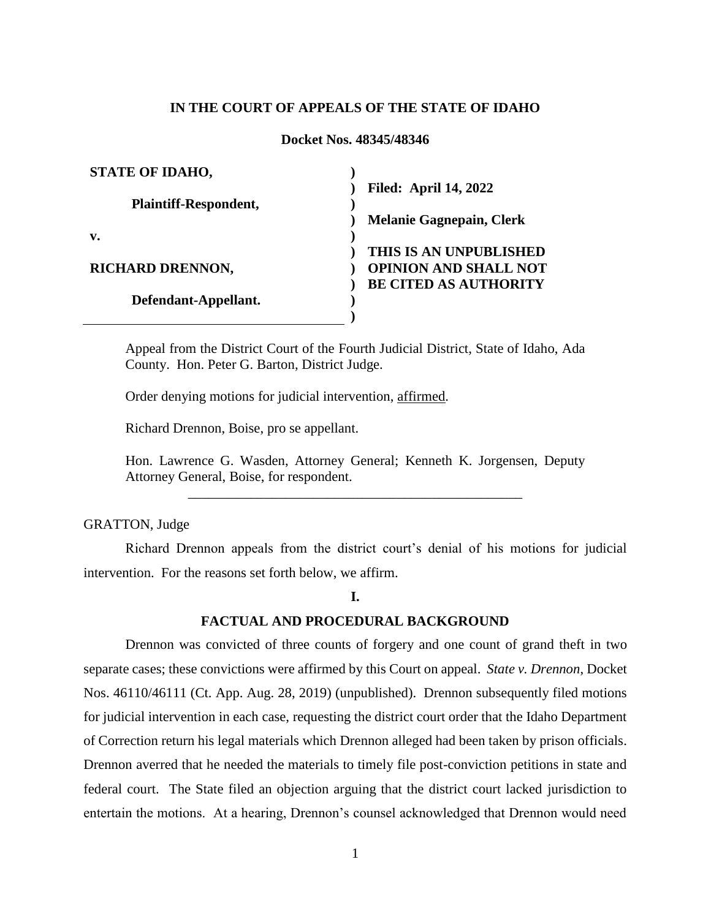**IN THE COURT OF APPEALS OF THE STATE OF IDAHO**

**Docket Nos. 48345/48346**

| | |
|---|---|
| **STATE OF IDAHO,** <br> **Plaintiff-Respondent,** <br> **v.** <br> **RICHARD DRENNON,** <br> **Defendant-Appellant.** | **Filed: April 14, 2022** <br> **Melanie Gagnepain, Clerk** <br> **THIS IS AN UNPUBLISHED OPINION AND SHALL NOT BE CITED AS AUTHORITY** |

Appeal from the District Court of the Fourth Judicial District, State of Idaho, Ada County. Hon. Peter G. Barton, District Judge.

Order denying motions for judicial intervention, affirmed.

Richard Drennon, Boise, pro se appellant.

Hon. Lawrence G. Wasden, Attorney General; Kenneth K. Jorgensen, Deputy Attorney General, Boise, for respondent.

---

GRATTON, Judge

Richard Drennon appeals from the district court's denial of his motions for judicial intervention. For the reasons set forth below, we affirm.

## I.

## FACTUAL AND PROCEDURAL BACKGROUND

Drennon was convicted of three counts of forgery and one count of grand theft in two separate cases; these convictions were affirmed by this Court on appeal. *State v. Drennon*, Docket Nos. 46110/46111 (Ct. App. Aug. 28, 2019) (unpublished). Drennon subsequently filed motions for judicial intervention in each case, requesting the district court order that the Idaho Department of Correction return his legal materials which Drennon alleged had been taken by prison officials. Drennon averred that he needed the materials to timely file post-conviction petitions in state and federal court. The State filed an objection arguing that the district court lacked jurisdiction to entertain the motions. At a hearing, Drennon's counsel acknowledged that Drennon would need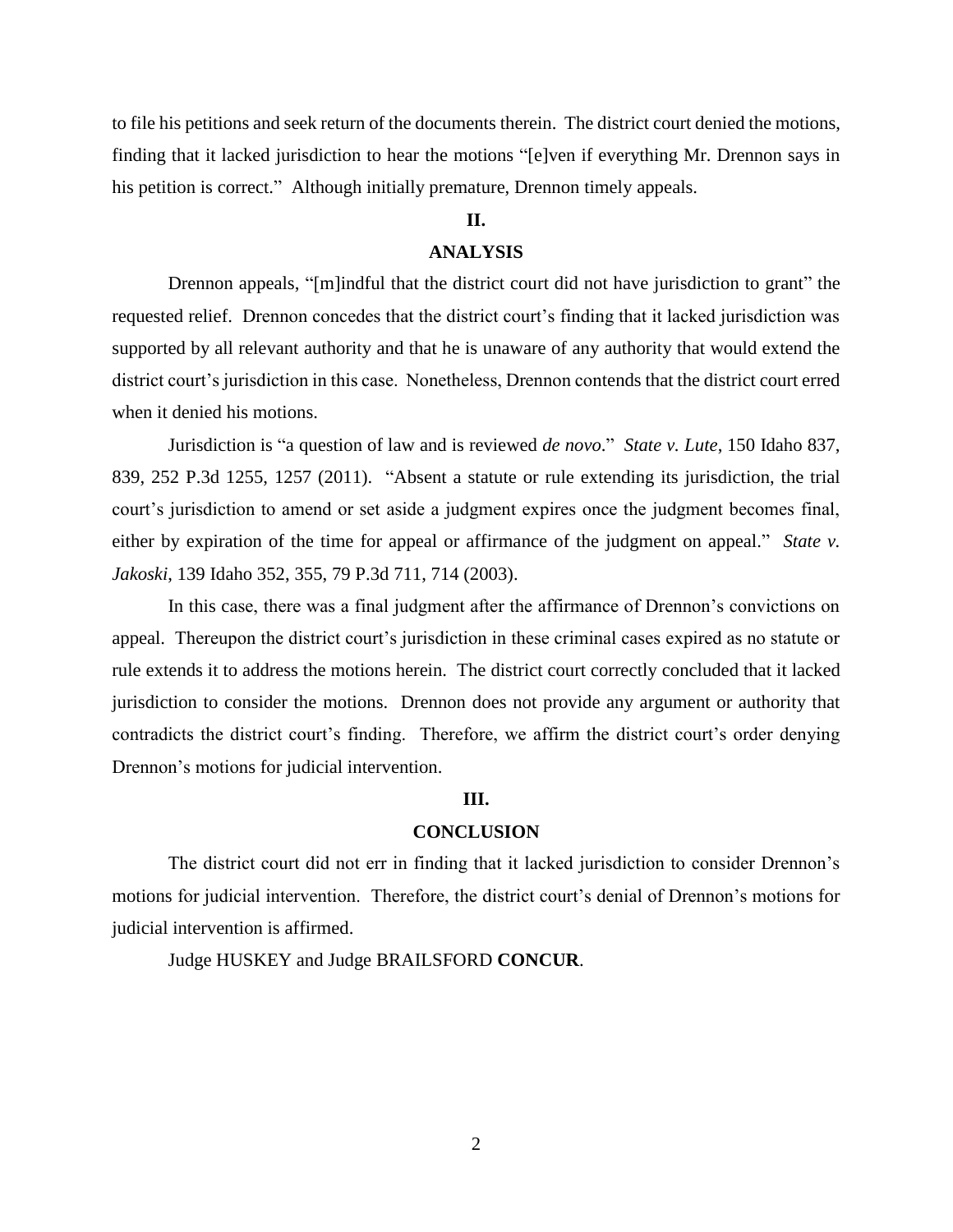to file his petitions and seek return of the documents therein. The district court denied the motions, finding that it lacked jurisdiction to hear the motions "[e]ven if everything Mr. Drennon says in his petition is correct." Although initially premature, Drennon timely appeals.

## II.

## ANALYSIS

Drennon appeals, "[m]indful that the district court did not have jurisdiction to grant" the requested relief. Drennon concedes that the district court's finding that it lacked jurisdiction was supported by all relevant authority and that he is unaware of any authority that would extend the district court's jurisdiction in this case. Nonetheless, Drennon contends that the district court erred when it denied his motions.

Jurisdiction is "a question of law and is reviewed *de novo*." *State v. Lute*, 150 Idaho 837, 839, 252 P.3d 1255, 1257 (2011). "Absent a statute or rule extending its jurisdiction, the trial court's jurisdiction to amend or set aside a judgment expires once the judgment becomes final, either by expiration of the time for appeal or affirmance of the judgment on appeal." *State v. Jakoski*, 139 Idaho 352, 355, 79 P.3d 711, 714 (2003).

In this case, there was a final judgment after the affirmance of Drennon's convictions on appeal. Thereupon the district court's jurisdiction in these criminal cases expired as no statute or rule extends it to address the motions herein. The district court correctly concluded that it lacked jurisdiction to consider the motions. Drennon does not provide any argument or authority that contradicts the district court's finding. Therefore, we affirm the district court's order denying Drennon's motions for judicial intervention.

## III.

## CONCLUSION

The district court did not err in finding that it lacked jurisdiction to consider Drennon's motions for judicial intervention. Therefore, the district court's denial of Drennon's motions for judicial intervention is affirmed.

Judge HUSKEY and Judge BRAILSFORD **CONCUR**.